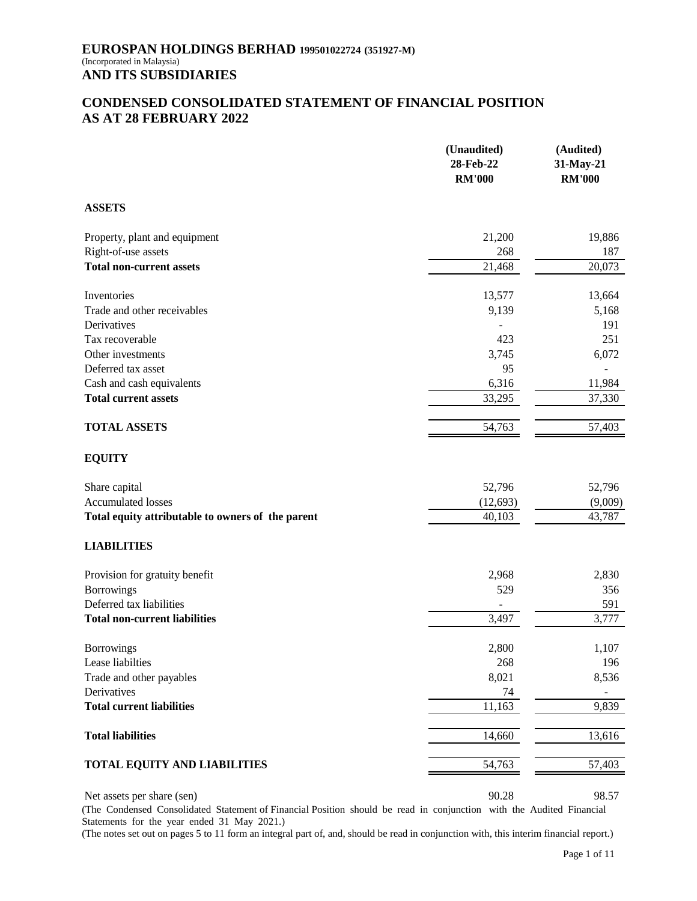# EUROSPAN HOLDINGS BERHAD 199501022724 (351927-M)

(Incorporated in Malaysia)

**AND ITS SUBSIDIARIES**

## CONDENSED CONSOLIDATED STATEMENT OF FINANCIAL POSITION AS AT 28 FEBRUARY 2022

| | (Unaudited) 28-Feb-22 RM'000 | (Audited) 31-May-21 RM'000 |
|---|---|---|
| **ASSETS** | | |
| Property, plant and equipment | 21,200 | 19,886 |
| Right-of-use assets | 268 | 187 |
| **Total non-current assets** | 21,468 | 20,073 |
| Inventories | 13,577 | 13,664 |
| Trade and other receivables | 9,139 | 5,168 |
| Derivatives | - | 191 |
| Tax recoverable | 423 | 251 |
| Other investments | 3,745 | 6,072 |
| Deferred tax asset | 95 | - |
| Cash and cash equivalents | 6,316 | 11,984 |
| **Total current assets** | 33,295 | 37,330 |
| **TOTAL ASSETS** | 54,763 | 57,403 |
| **EQUITY** | | |
| Share capital | 52,796 | 52,796 |
| Accumulated losses | (12,693) | (9,009) |
| **Total equity attributable to owners of the parent** | 40,103 | 43,787 |
| **LIABILITIES** | | |
| Provision for gratuity benefit | 2,968 | 2,830 |
| Borrowings | 529 | 356 |
| Deferred tax liabilities | - | 591 |
| **Total non-current liabilities** | 3,497 | 3,777 |
| Borrowings | 2,800 | 1,107 |
| Lease liabilties | 268 | 196 |
| Trade and other payables | 8,021 | 8,536 |
| Derivatives | 74 | - |
| **Total current liabilities** | 11,163 | 9,839 |
| **Total liabilities** | 14,660 | 13,616 |
| **TOTAL EQUITY AND LIABILITIES** | 54,763 | 57,403 |
| Net assets per share (sen) | 90.28 | 98.57 |

(The Condensed Consolidated Statement of Financial Position should be read in conjunction with the Audited Financial Statements for the year ended 31 May 2021.)

(The notes set out on pages 5 to 11 form an integral part of, and, should be read in conjunction with, this interim financial report.)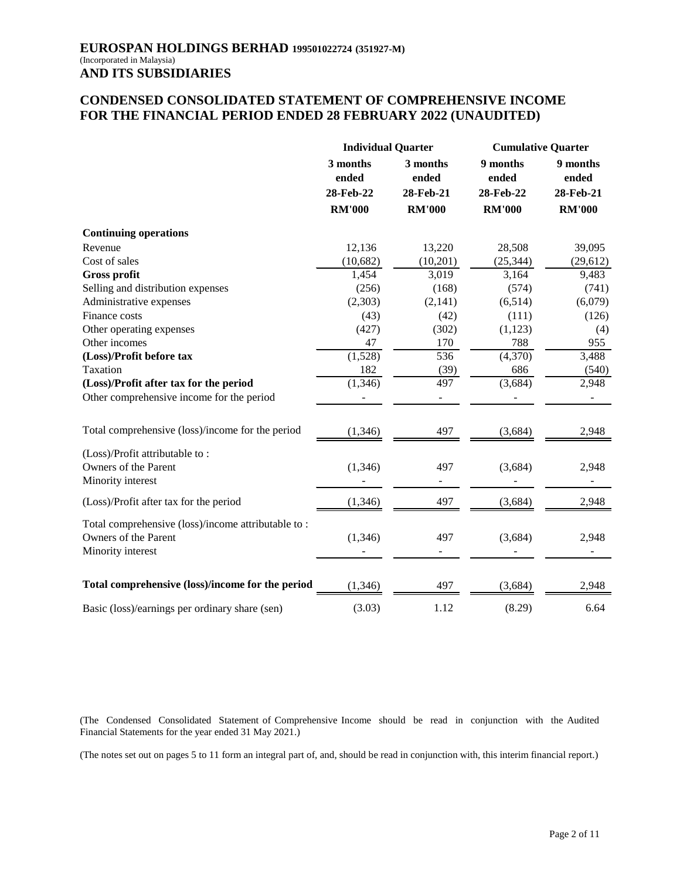**EUROSPAN HOLDINGS BERHAD 199501022724 (351927-M)**
(Incorporated in Malaysia)
**AND ITS SUBSIDIARIES**

## CONDENSED CONSOLIDATED STATEMENT OF COMPREHENSIVE INCOME FOR THE FINANCIAL PERIOD ENDED 28 FEBRUARY 2022 (UNAUDITED)

| | Individual Quarter | | Cumulative Quarter | |
|---|---|---|---|---|
| | 3 months ended 28-Feb-22 | 3 months ended 28-Feb-21 | 9 months ended 28-Feb-22 | 9 months ended 28-Feb-21 |
| | RM'000 | RM'000 | RM'000 | RM'000 |
| **Continuing operations** | | | | |
| Revenue | 12,136 | 13,220 | 28,508 | 39,095 |
| Cost of sales | (10,682) | (10,201) | (25,344) | (29,612) |
| **Gross profit** | 1,454 | 3,019 | 3,164 | 9,483 |
| Selling and distribution expenses | (256) | (168) | (574) | (741) |
| Administrative expenses | (2,303) | (2,141) | (6,514) | (6,079) |
| Finance costs | (43) | (42) | (111) | (126) |
| Other operating expenses | (427) | (302) | (1,123) | (4) |
| Other incomes | 47 | 170 | 788 | 955 |
| **(Loss)/Profit before tax** | (1,528) | 536 | (4,370) | 3,488 |
| Taxation | 182 | (39) | 686 | (540) |
| **(Loss)/Profit after tax for the period** | (1,346) | 497 | (3,684) | 2,948 |
| Other comprehensive income for the period | - | - | - | - |
| Total comprehensive (loss)/income for the period | (1,346) | 497 | (3,684) | 2,948 |
| (Loss)/Profit attributable to : | | | | |
| Owners of the Parent | (1,346) | 497 | (3,684) | 2,948 |
| Minority interest | - | - | - | - |
| (Loss)/Profit after tax for the period | (1,346) | 497 | (3,684) | 2,948 |
| Total comprehensive (loss)/income attributable to : | | | | |
| Owners of the Parent | (1,346) | 497 | (3,684) | 2,948 |
| Minority interest | - | - | - | - |
| **Total comprehensive (loss)/income for the period** | (1,346) | 497 | (3,684) | 2,948 |
| Basic (loss)/earnings per ordinary share (sen) | (3.03) | 1.12 | (8.29) | 6.64 |

(The Condensed Consolidated Statement of Comprehensive Income should be read in conjunction with the Audited Financial Statements for the year ended 31 May 2021.)

(The notes set out on pages 5 to 11 form an integral part of, and, should be read in conjunction with, this interim financial report.)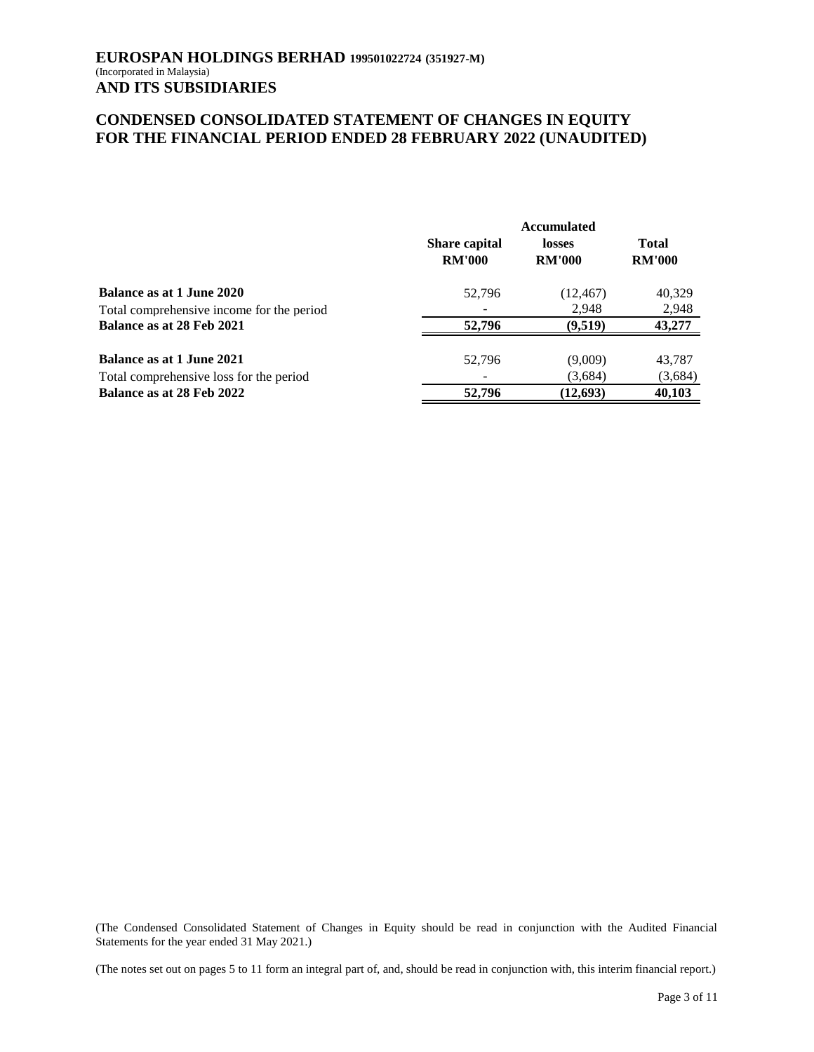# EUROSPAN HOLDINGS BERHAD 199501022724 (351927-M)

(Incorporated in Malaysia)

## AND ITS SUBSIDIARIES

## CONDENSED CONSOLIDATED STATEMENT OF CHANGES IN EQUITY FOR THE FINANCIAL PERIOD ENDED 28 FEBRUARY 2022 (UNAUDITED)

| | Share capital RM'000 | Accumulated losses RM'000 | Total RM'000 |
|---|---|---|---|
| **Balance as at 1 June 2020** | 52,796 | (12,467) | 40,329 |
| Total comprehensive income for the period | - | 2,948 | 2,948 |
| **Balance as at 28 Feb 2021** | **52,796** | **(9,519)** | **43,277** |
| | | | |
| **Balance as at 1 June 2021** | 52,796 | (9,009) | 43,787 |
| Total comprehensive loss for the period | - | (3,684) | (3,684) |
| **Balance as at 28 Feb 2022** | **52,796** | **(12,693)** | **40,103** |

(The Condensed Consolidated Statement of Changes in Equity should be read in conjunction with the Audited Financial Statements for the year ended 31 May 2021.)

(The notes set out on pages 5 to 11 form an integral part of, and, should be read in conjunction with, this interim financial report.)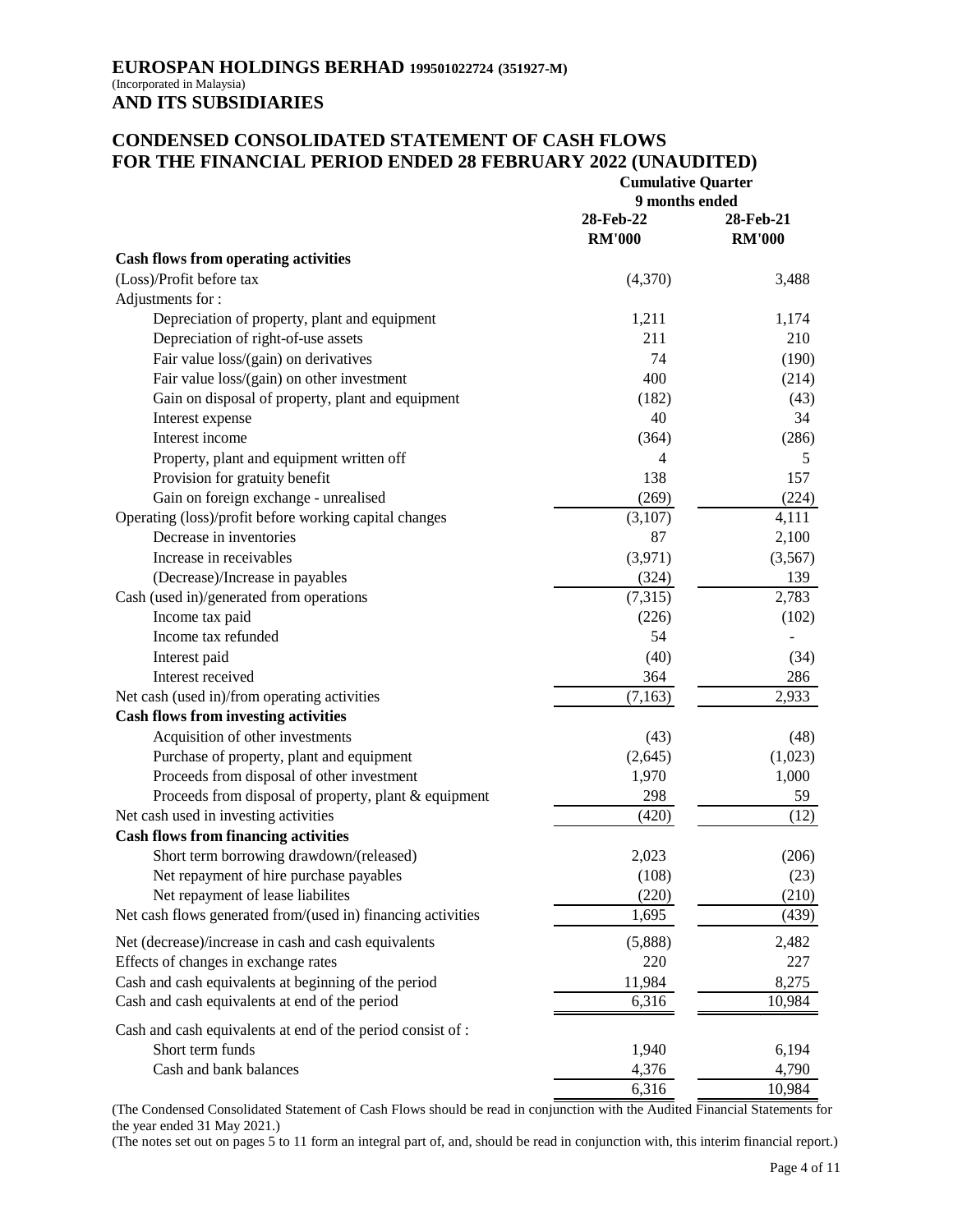**EUROSPAN HOLDINGS BERHAD 199501022724 (351927-M)**
(Incorporated in Malaysia)
**AND ITS SUBSIDIARIES**

## CONDENSED CONSOLIDATED STATEMENT OF CASH FLOWS FOR THE FINANCIAL PERIOD ENDED 28 FEBRUARY 2022 (UNAUDITED)

| | Cumulative Quarter | |
|---|---|---|
| | 9 months ended | |
| | 28-Feb-22 | 28-Feb-21 |
| | RM'000 | RM'000 |
| **Cash flows from operating activities** | | |
| (Loss)/Profit before tax | (4,370) | 3,488 |
| Adjustments for : | | |
| Depreciation of property, plant and equipment | 1,211 | 1,174 |
| Depreciation of right-of-use assets | 211 | 210 |
| Fair value loss/(gain) on derivatives | 74 | (190) |
| Fair value loss/(gain) on other investment | 400 | (214) |
| Gain on disposal of property, plant and equipment | (182) | (43) |
| Interest expense | 40 | 34 |
| Interest income | (364) | (286) |
| Property, plant and equipment written off | 4 | 5 |
| Provision for gratuity benefit | 138 | 157 |
| Gain on foreign exchange - unrealised | (269) | (224) |
| Operating (loss)/profit before working capital changes | (3,107) | 4,111 |
| Decrease in inventories | 87 | 2,100 |
| Increase in receivables | (3,971) | (3,567) |
| (Decrease)/Increase in payables | (324) | 139 |
| Cash (used in)/generated from operations | (7,315) | 2,783 |
| Income tax paid | (226) | (102) |
| Income tax refunded | 54 | - |
| Interest paid | (40) | (34) |
| Interest received | 364 | 286 |
| Net cash (used in)/from operating activities | (7,163) | 2,933 |
| **Cash flows from investing activities** | | |
| Acquisition of other investments | (43) | (48) |
| Purchase of property, plant and equipment | (2,645) | (1,023) |
| Proceeds from disposal of other investment | 1,970 | 1,000 |
| Proceeds from disposal of property, plant & equipment | 298 | 59 |
| Net cash used in investing activities | (420) | (12) |
| **Cash flows from financing activities** | | |
| Short term borrowing drawdown/(released) | 2,023 | (206) |
| Net repayment of hire purchase payables | (108) | (23) |
| Net repayment of lease liabilites | (220) | (210) |
| Net cash flows generated from/(used in) financing activities | 1,695 | (439) |
| Net (decrease)/increase in cash and cash equivalents | (5,888) | 2,482 |
| Effects of changes in exchange rates | 220 | 227 |
| Cash and cash equivalents at beginning of the period | 11,984 | 8,275 |
| Cash and cash equivalents at end of the period | 6,316 | 10,984 |
| Cash and cash equivalents at end of the period consist of : | | |
| Short term funds | 1,940 | 6,194 |
| Cash and bank balances | 4,376 | 4,790 |
| | 6,316 | 10,984 |

(The Condensed Consolidated Statement of Cash Flows should be read in conjunction with the Audited Financial Statements for the year ended 31 May 2021.)

(The notes set out on pages 5 to 11 form an integral part of, and, should be read in conjunction with, this interim financial report.)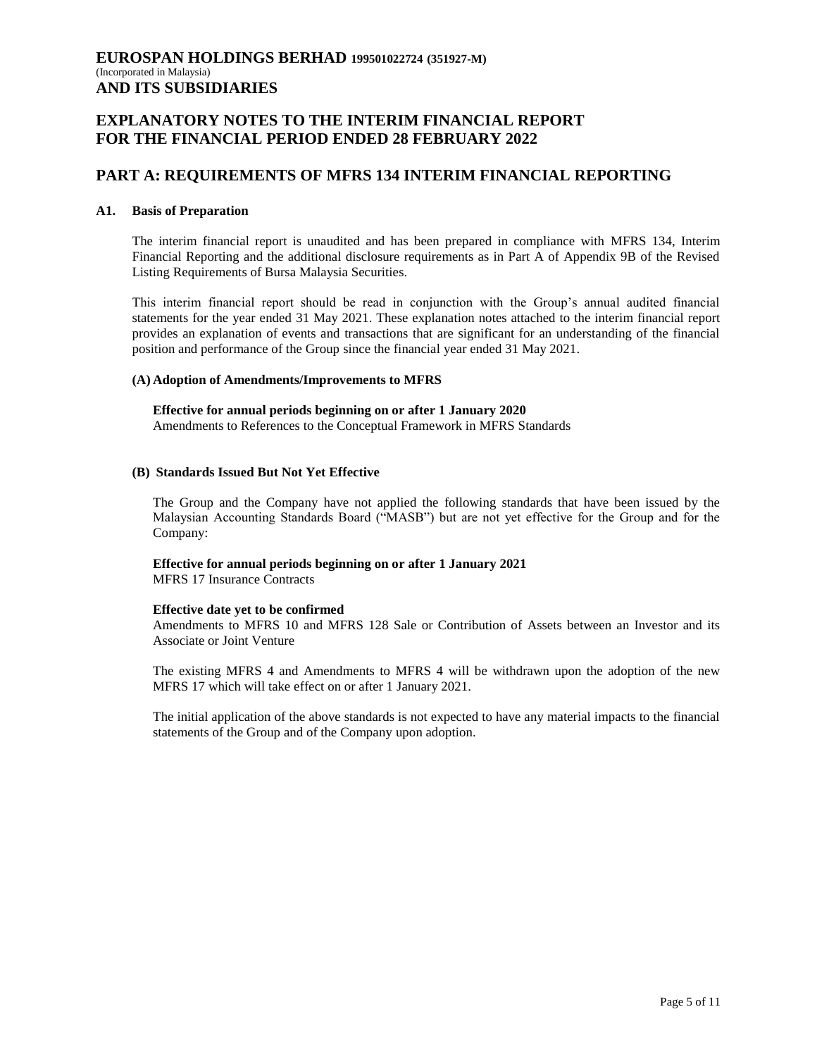# EUROSPAN HOLDINGS BERHAD 199501022724 (351927-M)

(Incorporated in Malaysia)

**AND ITS SUBSIDIARIES**

## EXPLANATORY NOTES TO THE INTERIM FINANCIAL REPORT FOR THE FINANCIAL PERIOD ENDED 28 FEBRUARY 2022

## PART A: REQUIREMENTS OF MFRS 134 INTERIM FINANCIAL REPORTING

### A1. Basis of Preparation

The interim financial report is unaudited and has been prepared in compliance with MFRS 134, Interim Financial Reporting and the additional disclosure requirements as in Part A of Appendix 9B of the Revised Listing Requirements of Bursa Malaysia Securities.

This interim financial report should be read in conjunction with the Group's annual audited financial statements for the year ended 31 May 2021. These explanation notes attached to the interim financial report provides an explanation of events and transactions that are significant for an understanding of the financial position and performance of the Group since the financial year ended 31 May 2021.

#### (A) Adoption of Amendments/Improvements to MFRS

**Effective for annual periods beginning on or after 1 January 2020**
Amendments to References to the Conceptual Framework in MFRS Standards

#### (B) Standards Issued But Not Yet Effective

The Group and the Company have not applied the following standards that have been issued by the Malaysian Accounting Standards Board ("MASB") but are not yet effective for the Group and for the Company:

**Effective for annual periods beginning on or after 1 January 2021**
MFRS 17 Insurance Contracts

**Effective date yet to be confirmed**
Amendments to MFRS 10 and MFRS 128 Sale or Contribution of Assets between an Investor and its Associate or Joint Venture

The existing MFRS 4 and Amendments to MFRS 4 will be withdrawn upon the adoption of the new MFRS 17 which will take effect on or after 1 January 2021.

The initial application of the above standards is not expected to have any material impacts to the financial statements of the Group and of the Company upon adoption.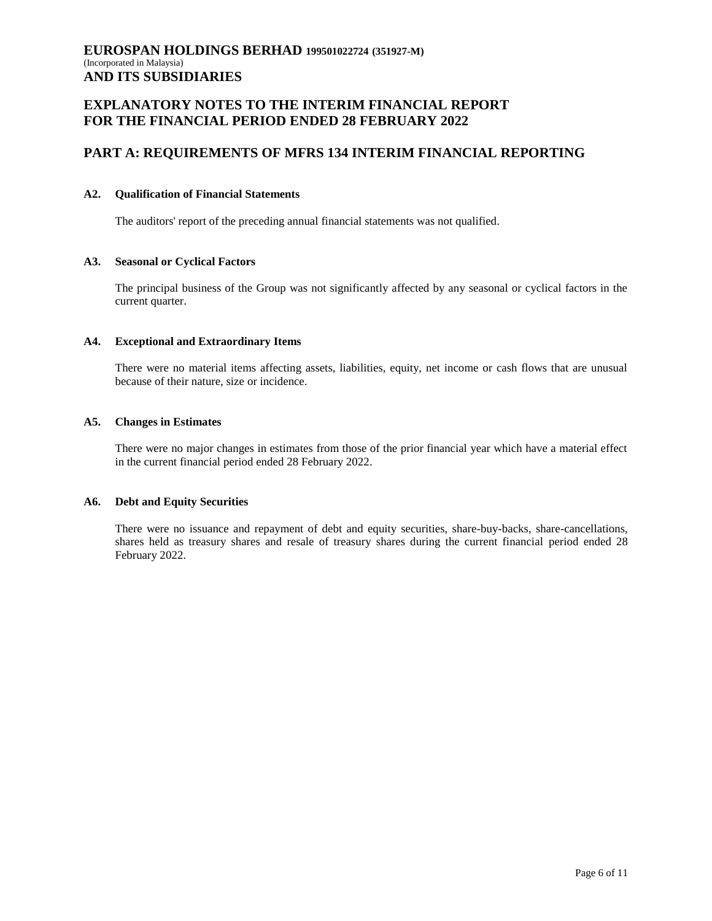**EUROSPAN HOLDINGS BERHAD 199501022724 (351927-M)**
(Incorporated in Malaysia)
**AND ITS SUBSIDIARIES**

# EXPLANATORY NOTES TO THE INTERIM FINANCIAL REPORT FOR THE FINANCIAL PERIOD ENDED 28 FEBRUARY 2022

## PART A: REQUIREMENTS OF MFRS 134 INTERIM FINANCIAL REPORTING

### A2. Qualification of Financial Statements

The auditors' report of the preceding annual financial statements was not qualified.

### A3. Seasonal or Cyclical Factors

The principal business of the Group was not significantly affected by any seasonal or cyclical factors in the current quarter.

### A4. Exceptional and Extraordinary Items

There were no material items affecting assets, liabilities, equity, net income or cash flows that are unusual because of their nature, size or incidence.

### A5. Changes in Estimates

There were no major changes in estimates from those of the prior financial year which have a material effect in the current financial period ended 28 February 2022.

### A6. Debt and Equity Securities

There were no issuance and repayment of debt and equity securities, share-buy-backs, share-cancellations, shares held as treasury shares and resale of treasury shares during the current financial period ended 28 February 2022.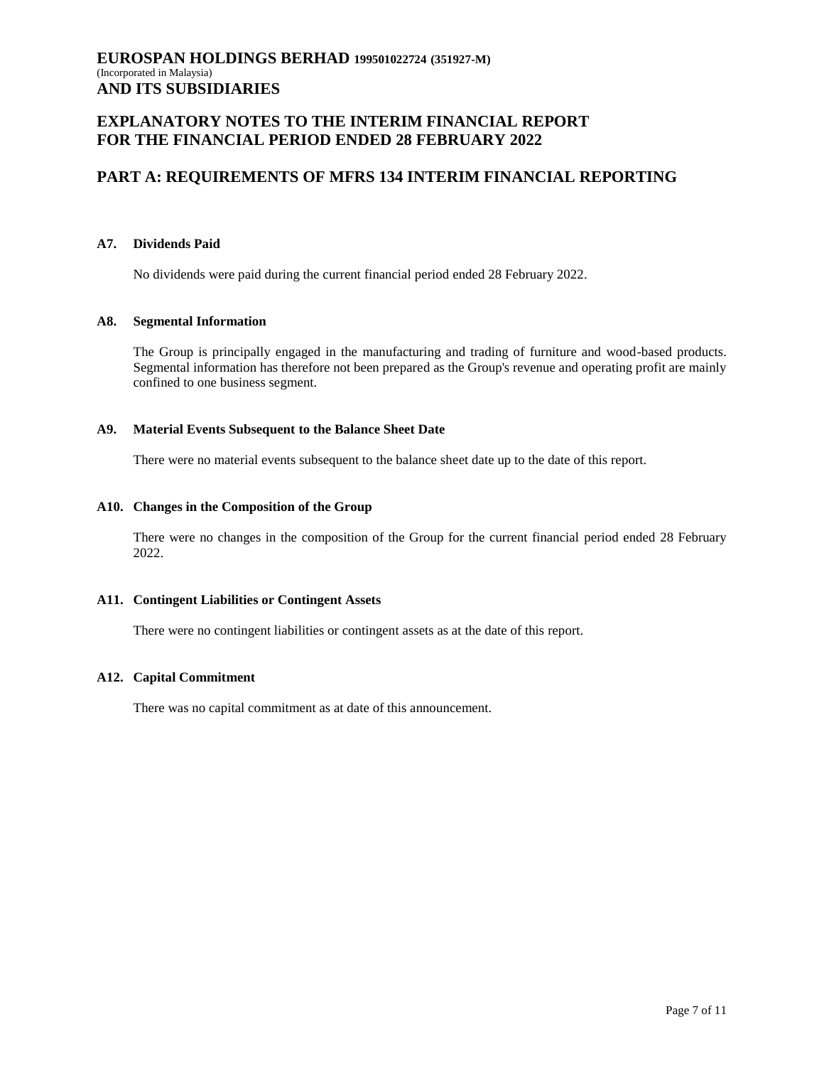# EUROSPAN HOLDINGS BERHAD 199501022724 (351927-M)
(Incorporated in Malaysia)
**AND ITS SUBSIDIARIES**

## EXPLANATORY NOTES TO THE INTERIM FINANCIAL REPORT FOR THE FINANCIAL PERIOD ENDED 28 FEBRUARY 2022

## PART A: REQUIREMENTS OF MFRS 134 INTERIM FINANCIAL REPORTING

### A7. Dividends Paid

No dividends were paid during the current financial period ended 28 February 2022.

### A8. Segmental Information

The Group is principally engaged in the manufacturing and trading of furniture and wood-based products. Segmental information has therefore not been prepared as the Group's revenue and operating profit are mainly confined to one business segment.

### A9. Material Events Subsequent to the Balance Sheet Date

There were no material events subsequent to the balance sheet date up to the date of this report.

### A10. Changes in the Composition of the Group

There were no changes in the composition of the Group for the current financial period ended 28 February 2022.

### A11. Contingent Liabilities or Contingent Assets

There were no contingent liabilities or contingent assets as at the date of this report.

### A12. Capital Commitment

There was no capital commitment as at date of this announcement.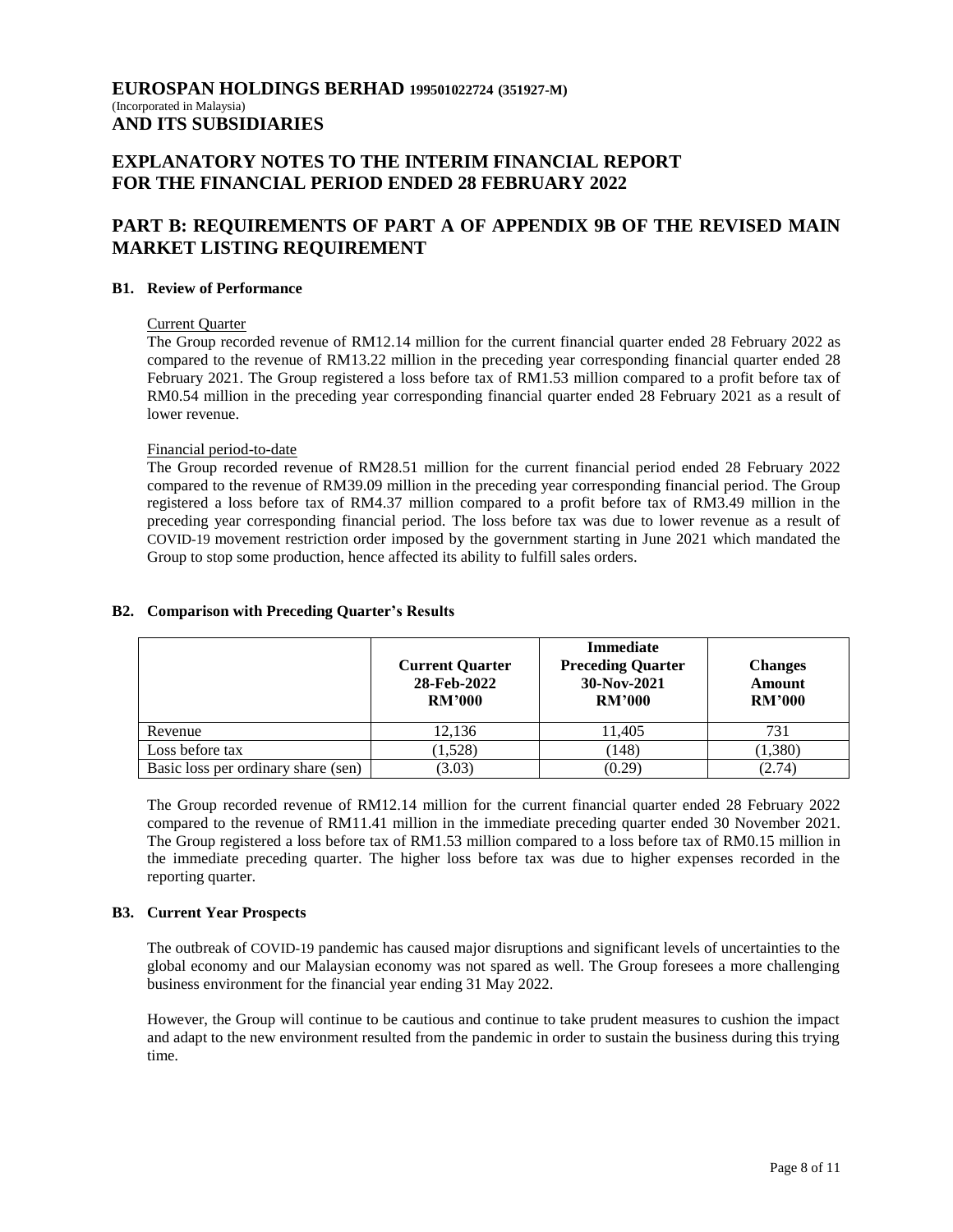**EUROSPAN HOLDINGS BERHAD 199501022724 (351927-M)**
(Incorporated in Malaysia)
**AND ITS SUBSIDIARIES**

# EXPLANATORY NOTES TO THE INTERIM FINANCIAL REPORT FOR THE FINANCIAL PERIOD ENDED 28 FEBRUARY 2022

# PART B: REQUIREMENTS OF PART A OF APPENDIX 9B OF THE REVISED MAIN MARKET LISTING REQUIREMENT

## B1. Review of Performance

Current Quarter

The Group recorded revenue of RM12.14 million for the current financial quarter ended 28 February 2022 as compared to the revenue of RM13.22 million in the preceding year corresponding financial quarter ended 28 February 2021. The Group registered a loss before tax of RM1.53 million compared to a profit before tax of RM0.54 million in the preceding year corresponding financial quarter ended 28 February 2021 as a result of lower revenue.

Financial period-to-date

The Group recorded revenue of RM28.51 million for the current financial period ended 28 February 2022 compared to the revenue of RM39.09 million in the preceding year corresponding financial period. The Group registered a loss before tax of RM4.37 million compared to a profit before tax of RM3.49 million in the preceding year corresponding financial period. The loss before tax was due to lower revenue as a result of COVID-19 movement restriction order imposed by the government starting in June 2021 which mandated the Group to stop some production, hence affected its ability to fulfill sales orders.

## B2. Comparison with Preceding Quarter's Results

| | Current Quarter 28-Feb-2022 RM'000 | Immediate Preceding Quarter 30-Nov-2021 RM'000 | Changes Amount RM'000 |
|---|---|---|---|
| Revenue | 12,136 | 11,405 | 731 |
| Loss before tax | (1,528) | (148) | (1,380) |
| Basic loss per ordinary share (sen) | (3.03) | (0.29) | (2.74) |

The Group recorded revenue of RM12.14 million for the current financial quarter ended 28 February 2022 compared to the revenue of RM11.41 million in the immediate preceding quarter ended 30 November 2021. The Group registered a loss before tax of RM1.53 million compared to a loss before tax of RM0.15 million in the immediate preceding quarter. The higher loss before tax was due to higher expenses recorded in the reporting quarter.

## B3. Current Year Prospects

The outbreak of COVID-19 pandemic has caused major disruptions and significant levels of uncertainties to the global economy and our Malaysian economy was not spared as well. The Group foresees a more challenging business environment for the financial year ending 31 May 2022.

However, the Group will continue to be cautious and continue to take prudent measures to cushion the impact and adapt to the new environment resulted from the pandemic in order to sustain the business during this trying time.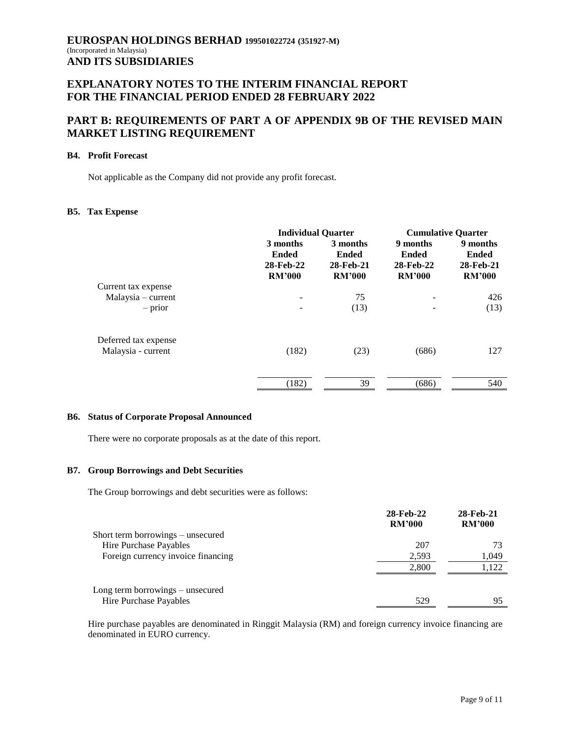# EUROSPAN HOLDINGS BERHAD 199501022724 (351927-M)

(Incorporated in Malaysia)

**AND ITS SUBSIDIARIES**

## EXPLANATORY NOTES TO THE INTERIM FINANCIAL REPORT FOR THE FINANCIAL PERIOD ENDED 28 FEBRUARY 2022

## PART B: REQUIREMENTS OF PART A OF APPENDIX 9B OF THE REVISED MAIN MARKET LISTING REQUIREMENT

### B4. Profit Forecast

Not applicable as the Company did not provide any profit forecast.

### B5. Tax Expense

| | Individual Quarter | | Cumulative Quarter | |
|---|---|---|---|---|
| | 3 months Ended 28-Feb-22 RM'000 | 3 months Ended 28-Feb-21 RM'000 | 9 months Ended 28-Feb-22 RM'000 | 9 months Ended 28-Feb-21 RM'000 |
| Current tax expense | | | | |
| Malaysia – current | - | 75 | - | 426 |
| – prior | - | (13) | - | (13) |
| Deferred tax expense | | | | |
| Malaysia - current | (182) | (23) | (686) | 127 |
| | (182) | 39 | (686) | 540 |

### B6. Status of Corporate Proposal Announced

There were no corporate proposals as at the date of this report.

### B7. Group Borrowings and Debt Securities

The Group borrowings and debt securities were as follows:

| | 28-Feb-22 RM'000 | 28-Feb-21 RM'000 |
|---|---|---|
| Short term borrowings – unsecured | | |
| Hire Purchase Payables | 207 | 73 |
| Foreign currency invoice financing | 2,593 | 1,049 |
| | 2,800 | 1,122 |
| Long term borrowings – unsecured | | |
| Hire Purchase Payables | 529 | 95 |

Hire purchase payables are denominated in Ringgit Malaysia (RM) and foreign currency invoice financing are denominated in EURO currency.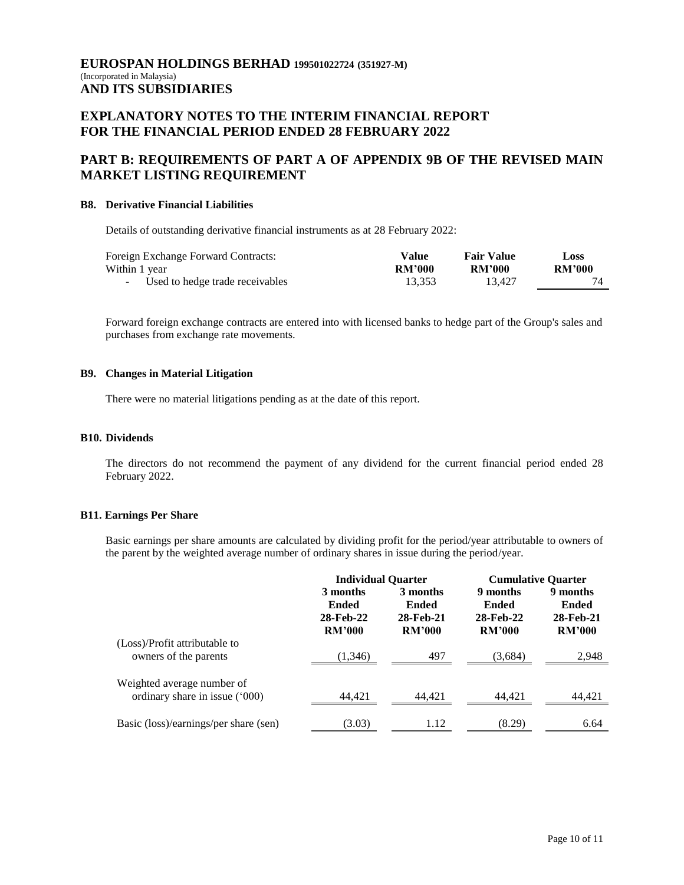# EUROSPAN HOLDINGS BERHAD 199501022724 (351927-M)
(Incorporated in Malaysia)
**AND ITS SUBSIDIARIES**

## EXPLANATORY NOTES TO THE INTERIM FINANCIAL REPORT FOR THE FINANCIAL PERIOD ENDED 28 FEBRUARY 2022

## PART B: REQUIREMENTS OF PART A OF APPENDIX 9B OF THE REVISED MAIN MARKET LISTING REQUIREMENT

### B8. Derivative Financial Liabilities

Details of outstanding derivative financial instruments as at 28 February 2022:

| Foreign Exchange Forward Contracts: | Value | Fair Value | Loss |
|---|---|---|---|
| Within 1 year | RM'000 | RM'000 | RM'000 |
| - Used to hedge trade receivables | 13,353 | 13,427 | 74 |

Forward foreign exchange contracts are entered into with licensed banks to hedge part of the Group's sales and purchases from exchange rate movements.

### B9. Changes in Material Litigation

There were no material litigations pending as at the date of this report.

### B10. Dividends

The directors do not recommend the payment of any dividend for the current financial period ended 28 February 2022.

### B11. Earnings Per Share

Basic earnings per share amounts are calculated by dividing profit for the period/year attributable to owners of the parent by the weighted average number of ordinary shares in issue during the period/year.

| | Individual Quarter | | Cumulative Quarter | |
|---|---|---|---|---|
| | 3 months Ended 28-Feb-22 RM'000 | 3 months Ended 28-Feb-21 RM'000 | 9 months Ended 28-Feb-22 RM'000 | 9 months Ended 28-Feb-21 RM'000 |
| (Loss)/Profit attributable to owners of the parents | (1,346) | 497 | (3,684) | 2,948 |
| Weighted average number of ordinary share in issue ('000) | 44,421 | 44,421 | 44,421 | 44,421 |
| Basic (loss)/earnings/per share (sen) | (3.03) | 1.12 | (8.29) | 6.64 |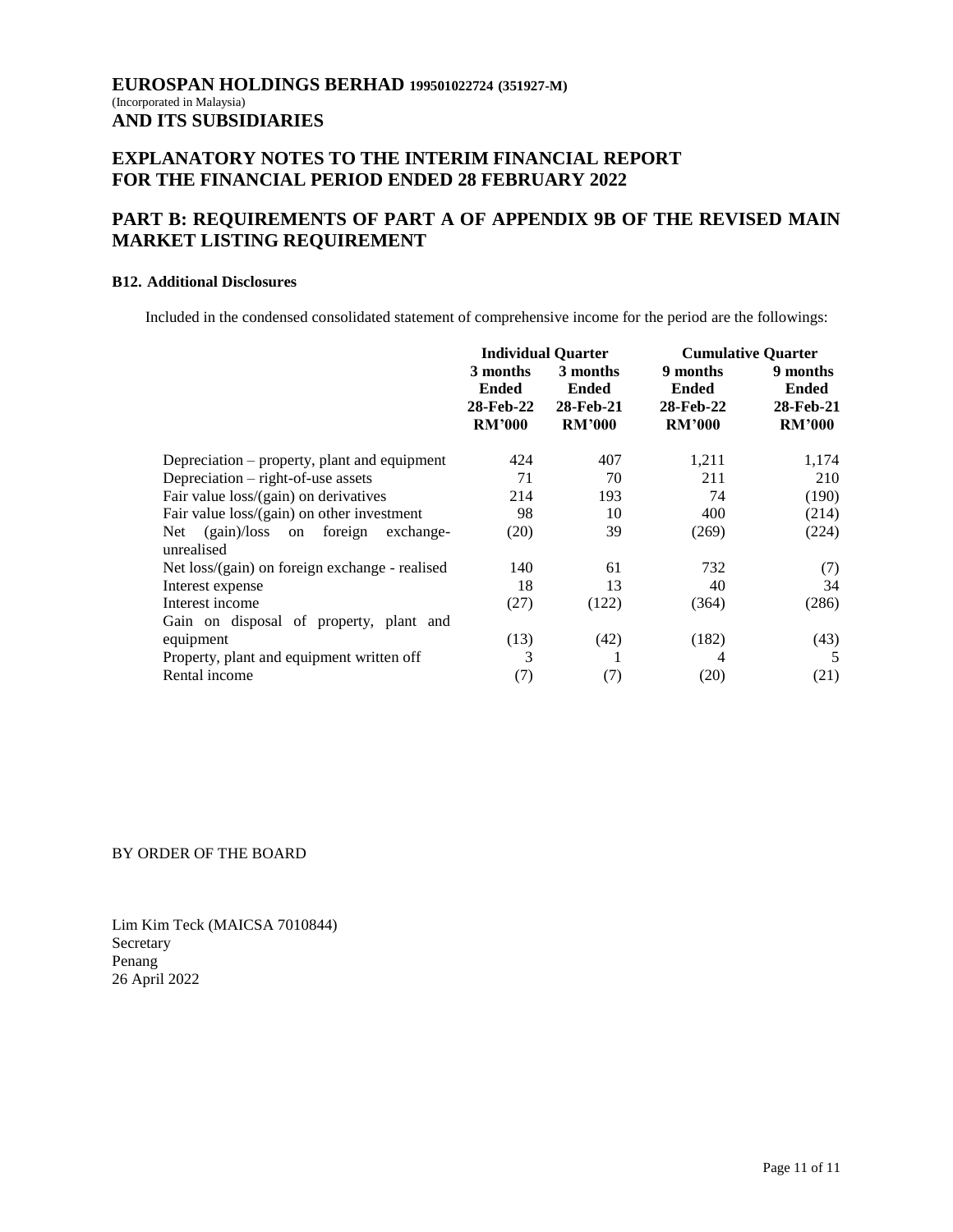**EUROSPAN HOLDINGS BERHAD 199501022724 (351927-M)**
(Incorporated in Malaysia)
**AND ITS SUBSIDIARIES**

## EXPLANATORY NOTES TO THE INTERIM FINANCIAL REPORT FOR THE FINANCIAL PERIOD ENDED 28 FEBRUARY 2022

## PART B: REQUIREMENTS OF PART A OF APPENDIX 9B OF THE REVISED MAIN MARKET LISTING REQUIREMENT

**B12. Additional Disclosures**

Included in the condensed consolidated statement of comprehensive income for the period are the followings:

| | Individual Quarter | | Cumulative Quarter | |
|---|---|---|---|---|
| | 3 months Ended 28-Feb-22 RM'000 | 3 months Ended 28-Feb-21 RM'000 | 9 months Ended 28-Feb-22 RM'000 | 9 months Ended 28-Feb-21 RM'000 |
| Depreciation – property, plant and equipment | 424 | 407 | 1,211 | 1,174 |
| Depreciation – right-of-use assets | 71 | 70 | 211 | 210 |
| Fair value loss/(gain) on derivatives | 214 | 193 | 74 | (190) |
| Fair value loss/(gain) on other investment | 98 | 10 | 400 | (214) |
| Net (gain)/loss on foreign exchange-unrealised | (20) | 39 | (269) | (224) |
| Net loss/(gain) on foreign exchange - realised | 140 | 61 | 732 | (7) |
| Interest expense | 18 | 13 | 40 | 34 |
| Interest income | (27) | (122) | (364) | (286) |
| Gain on disposal of property, plant and equipment | (13) | (42) | (182) | (43) |
| Property, plant and equipment written off | 3 | 1 | 4 | 5 |
| Rental income | (7) | (7) | (20) | (21) |

BY ORDER OF THE BOARD

Lim Kim Teck (MAICSA 7010844)
Secretary
Penang
26 April 2022